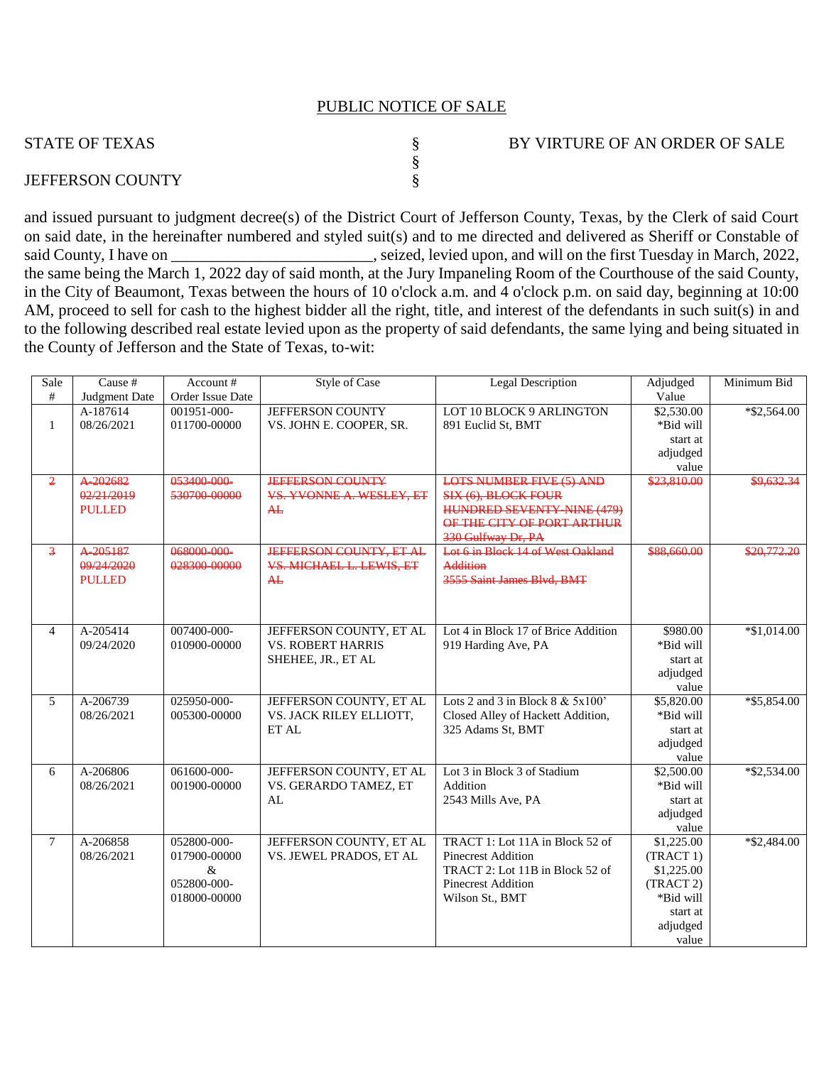PUBLIC NOTICE OF SALE

STATE OF TEXAS § BY VIRTUE OF AN ORDER OF SALE
§
JEFFERSON COUNTY §

and issued pursuant to judgment decree(s) of the District Court of Jefferson County, Texas, by the Clerk of said Court on said date, in the hereinafter numbered and styled suit(s) and to me directed and delivered as Sheriff or Constable of said County, I have on ________________________, seized, levied upon, and will on the first Tuesday in March, 2022, the same being the March 1, 2022 day of said month, at the Jury Impaneling Room of the Courthouse of the said County, in the City of Beaumont, Texas between the hours of 10 o'clock a.m. and 4 o'clock p.m. on said day, beginning at 10:00 AM, proceed to sell for cash to the highest bidder all the right, title, and interest of the defendants in such suit(s) in and to the following described real estate levied upon as the property of said defendants, the same lying and being situated in the County of Jefferson and the State of Texas, to-wit:

| Sale # | Cause # Judgment Date | Account # Order Issue Date | Style of Case | Legal Description | Adjudged Value | Minimum Bid |
|---|---|---|---|---|---|---|
| 1 | A-187614 08/26/2021 | 001951-000-011700-00000 | JEFFERSON COUNTY VS. JOHN E. COOPER, SR. | LOT 10 BLOCK 9 ARLINGTON 891 Euclid St, BMT | $2,530.00 *Bid will start at adjudged value | *$2,564.00 |
| ~~2~~ | ~~A-202682 02/21/2019~~ PULLED | ~~053400-000-530700-00000~~ | ~~JEFFERSON COUNTY VS. YVONNE A. WESLEY, ET AL~~ | ~~LOTS NUMBER FIVE (5) AND SIX (6), BLOCK FOUR HUNDRED SEVENTY-NINE (479) OF THE CITY OF PORT ARTHUR 330 Gulfway Dr, PA~~ | ~~$23,810.00~~ | ~~$9,632.34~~ |
| ~~3~~ | ~~A-205187 09/24/2020~~ PULLED | ~~068000-000-028300-00000~~ | ~~JEFFERSON COUNTY, ET AL VS. MICHAEL L. LEWIS, ET AL~~ | ~~Lot 6 in Block 14 of West Oakland Addition 3555 Saint James Blvd, BMT~~ | ~~$88,660.00~~ | ~~$20,772.20~~ |
| 4 | A-205414 09/24/2020 | 007400-000-010900-00000 | JEFFERSON COUNTY, ET AL VS. ROBERT HARRIS SHEHEE, JR., ET AL | Lot 4 in Block 17 of Brice Addition 919 Harding Ave, PA | $980.00 *Bid will start at adjudged value | *$1,014.00 |
| 5 | A-206739 08/26/2021 | 025950-000-005300-00000 | JEFFERSON COUNTY, ET AL VS. JACK RILEY ELLIOTT, ET AL | Lots 2 and 3 in Block 8 & 5x100' Closed Alley of Hackett Addition, 325 Adams St, BMT | $5,820.00 *Bid will start at adjudged value | *$5,854.00 |
| 6 | A-206806 08/26/2021 | 061600-000-001900-00000 | JEFFERSON COUNTY, ET AL VS. GERARDO TAMEZ, ET AL | Lot 3 in Block 3 of Stadium Addition 2543 Mills Ave, PA | $2,500.00 *Bid will start at adjudged value | *$2,534.00 |
| 7 | A-206858 08/26/2021 | 052800-000-017900-00000 & 052800-000-018000-00000 | JEFFERSON COUNTY, ET AL VS. JEWEL PRADOS, ET AL | TRACT 1: Lot 11A in Block 52 of Pinecrest Addition TRACT 2: Lot 11B in Block 52 of Pinecrest Addition Wilson St., BMT | $1,225.00 (TRACT 1) $1,225.00 (TRACT 2) *Bid will start at adjudged value | *$2,484.00 |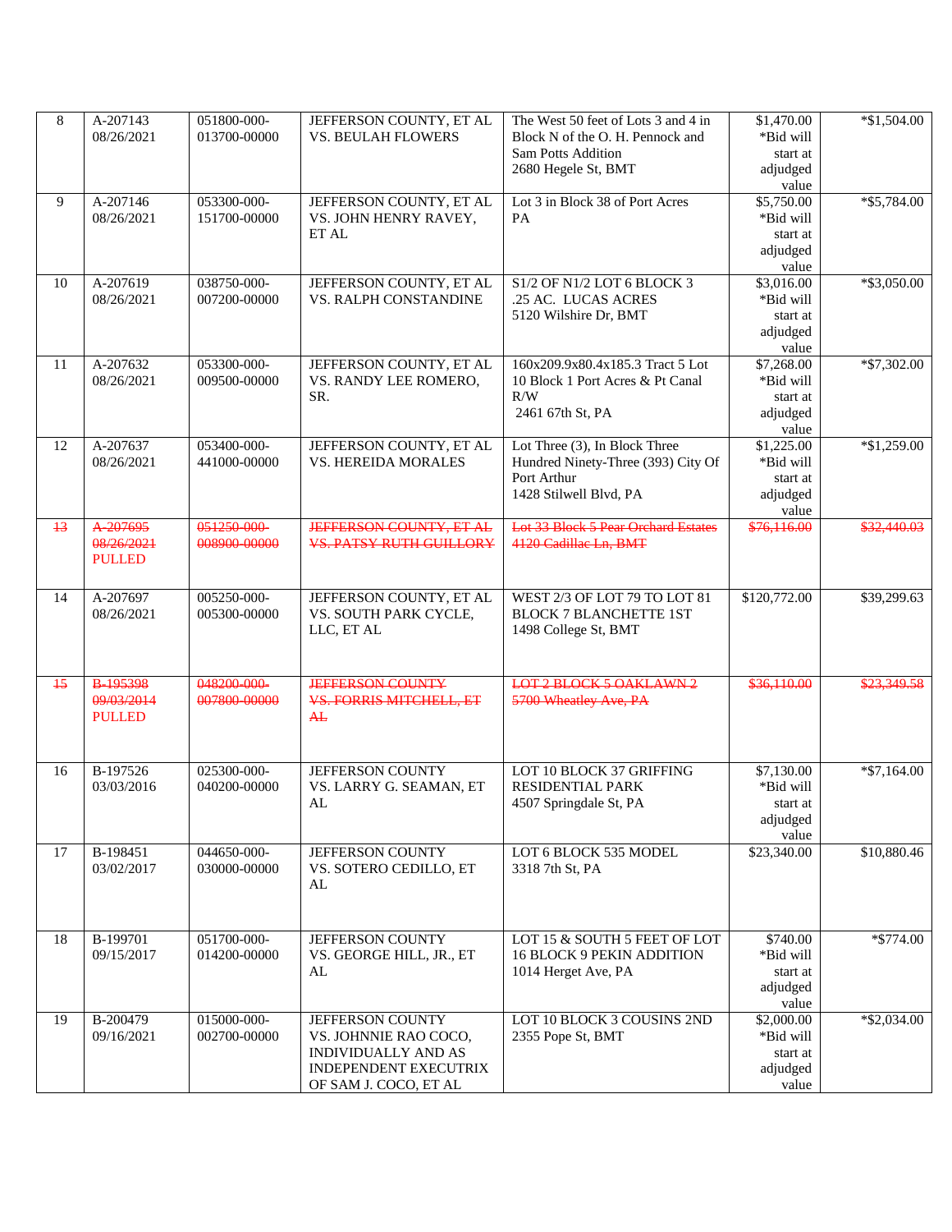| 8 | A-207143<br>08/26/2021 | 051800-000-013700-00000 | JEFFERSON COUNTY, ET AL VS. BEULAH FLOWERS | The West 50 feet of Lots 3 and 4 in Block N of the O. H. Pennock and Sam Potts Addition<br>2680 Hegele St, BMT | $1,470.00<br>*Bid will start at adjudged value | *$1,504.00 |
|---|---|---|---|---|---|---|
| 9 | A-207146<br>08/26/2021 | 053300-000-151700-00000 | JEFFERSON COUNTY, ET AL VS. JOHN HENRY RAVEY, ET AL | Lot 3 in Block 38 of Port Acres PA | $5,750.00<br>*Bid will start at adjudged value | *$5,784.00 |
| 10 | A-207619<br>08/26/2021 | 038750-000-007200-00000 | JEFFERSON COUNTY, ET AL VS. RALPH CONSTANDINE | S1/2 OF N1/2 LOT 6 BLOCK 3 .25 AC. LUCAS ACRES<br>5120 Wilshire Dr, BMT | $3,016.00<br>*Bid will start at adjudged value | *$3,050.00 |
| 11 | A-207632<br>08/26/2021 | 053300-000-009500-00000 | JEFFERSON COUNTY, ET AL VS. RANDY LEE ROMERO, SR. | 160x209.9x80.4x185.3 Tract 5 Lot 10 Block 1 Port Acres & Pt Canal R/W<br>2461 67th St, PA | $7,268.00<br>*Bid will start at adjudged value | *$7,302.00 |
| 12 | A-207637<br>08/26/2021 | 053400-000-441000-00000 | JEFFERSON COUNTY, ET AL VS. HEREIDA MORALES | Lot Three (3), In Block Three Hundred Ninety-Three (393) City Of Port Arthur<br>1428 Stilwell Blvd, PA | $1,225.00<br>*Bid will start at adjudged value | *$1,259.00 |
| ~~13~~ | ~~A-207695~~<br>~~08/26/2021~~<br>PULLED | ~~051250-000-008900-00000~~ | ~~JEFFERSON COUNTY, ET AL VS. PATSY RUTH GUILLORY~~ | ~~Lot 33 Block 5 Pear Orchard Estates~~<br>~~4120 Cadillac Ln, BMT~~ | ~~$76,116.00~~ | ~~$32,440.03~~ |
| 14 | A-207697<br>08/26/2021 | 005250-000-005300-00000 | JEFFERSON COUNTY, ET AL VS. SOUTH PARK CYCLE, LLC, ET AL | WEST 2/3 OF LOT 79 TO LOT 81 BLOCK 7 BLANCHETTE 1ST<br>1498 College St, BMT | $120,772.00 | $39,299.63 |
| ~~15~~ | ~~B-195398~~<br>~~09/03/2014~~<br>PULLED | ~~048200-000-007800-00000~~ | ~~JEFFERSON COUNTY VS. FORRIS MITCHELL, ET AL~~ | ~~LOT 2 BLOCK 5 OAKLAWN 2~~<br>~~5700 Wheatley Ave, PA~~ | ~~$36,110.00~~ | ~~$23,349.58~~ |
| 16 | B-197526<br>03/03/2016 | 025300-000-040200-00000 | JEFFERSON COUNTY VS. LARRY G. SEAMAN, ET AL | LOT 10 BLOCK 37 GRIFFING RESIDENTIAL PARK<br>4507 Springdale St, PA | $7,130.00<br>*Bid will start at adjudged value | *$7,164.00 |
| 17 | B-198451<br>03/02/2017 | 044650-000-030000-00000 | JEFFERSON COUNTY VS. SOTERO CEDILLO, ET AL | LOT 6 BLOCK 535 MODEL<br>3318 7th St, PA | $23,340.00 | $10,880.46 |
| 18 | B-199701<br>09/15/2017 | 051700-000-014200-00000 | JEFFERSON COUNTY VS. GEORGE HILL, JR., ET AL | LOT 15 & SOUTH 5 FEET OF LOT 16 BLOCK 9 PEKIN ADDITION<br>1014 Herget Ave, PA | $740.00<br>*Bid will start at adjudged value | *$774.00 |
| 19 | B-200479<br>09/16/2021 | 015000-000-002700-00000 | JEFFERSON COUNTY VS. JOHNNIE RAO COCO, INDIVIDUALLY AND AS INDEPENDENT EXECUTRIX OF SAM J. COCO, ET AL | LOT 10 BLOCK 3 COUSINS 2ND<br>2355 Pope St, BMT | $2,000.00<br>*Bid will start at adjudged value | *$2,034.00 |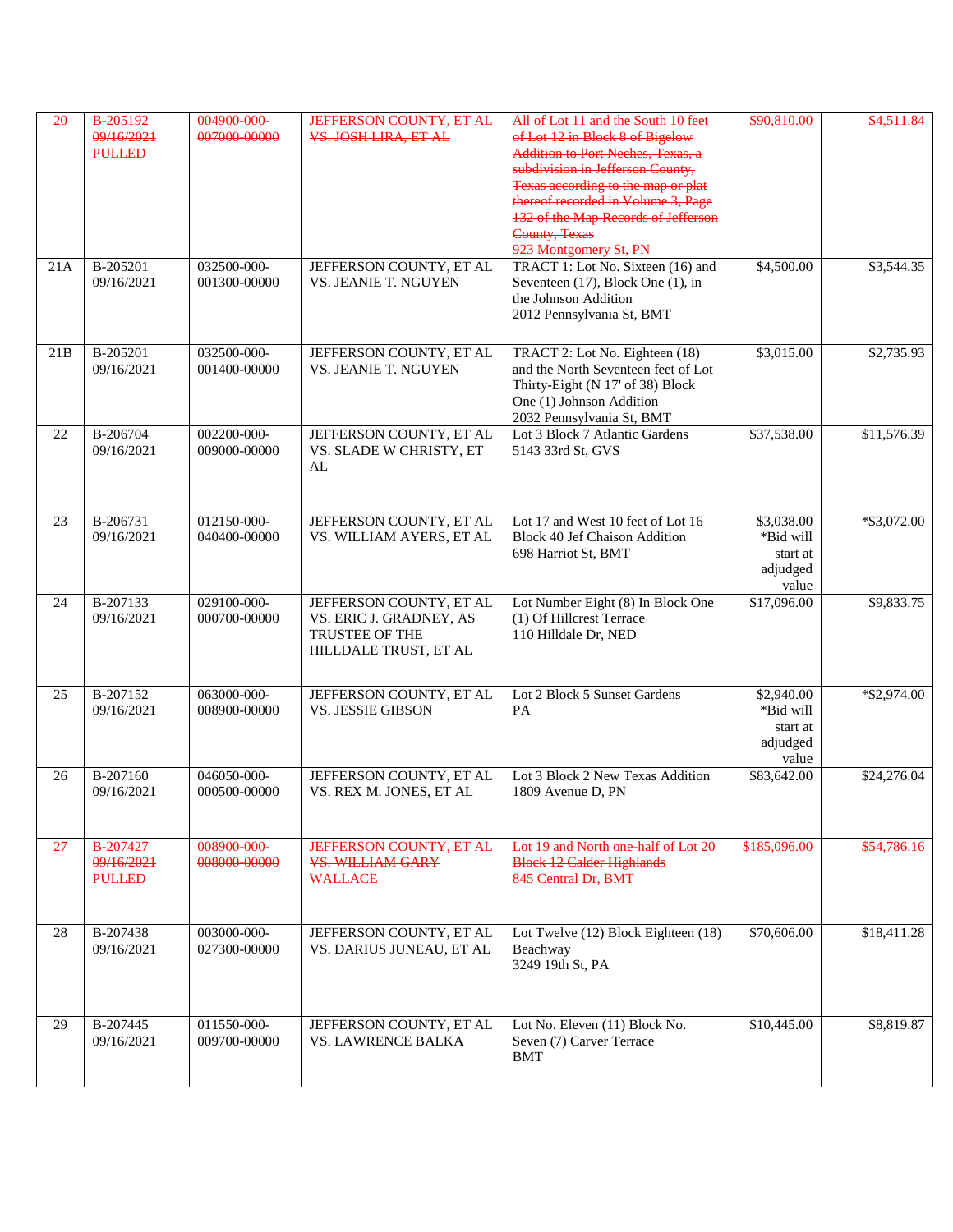| | | | | | | |
|---|---|---|---|---|---|---|
| ~~20~~ | ~~B-205192~~<br>~~09/16/2021~~<br>PULLED | ~~004900-000-007000-00000~~ | ~~JEFFERSON COUNTY, ET AL VS. JOSH LIRA, ET AL~~ | ~~All of Lot 11 and the South 10 feet of Lot 12 in Block 8 of Bigelow Addition to Port Neches, Texas, a subdivision in Jefferson County, Texas according to the map or plat thereof recorded in Volume 3, Page 132 of the Map Records of Jefferson County, Texas~~<br>~~923 Montgomery St, PN~~ | ~~$90,810.00~~ | ~~$4,511.84~~ |
| 21A | B-205201<br>09/16/2021 | 032500-000-001300-00000 | JEFFERSON COUNTY, ET AL VS. JEANIE T. NGUYEN | TRACT 1: Lot No. Sixteen (16) and Seventeen (17), Block One (1), in the Johnson Addition<br>2012 Pennsylvania St, BMT | $4,500.00 | $3,544.35 |
| 21B | B-205201<br>09/16/2021 | 032500-000-001400-00000 | JEFFERSON COUNTY, ET AL VS. JEANIE T. NGUYEN | TRACT 2: Lot No. Eighteen (18) and the North Seventeen feet of Lot Thirty-Eight (N 17' of 38) Block One (1) Johnson Addition<br>2032 Pennsylvania St, BMT | $3,015.00 | $2,735.93 |
| 22 | B-206704<br>09/16/2021 | 002200-000-009000-00000 | JEFFERSON COUNTY, ET AL VS. SLADE W CHRISTY, ET AL | Lot 3 Block 7 Atlantic Gardens<br>5143 33rd St, GVS | $37,538.00 | $11,576.39 |
| 23 | B-206731<br>09/16/2021 | 012150-000-040400-00000 | JEFFERSON COUNTY, ET AL VS. WILLIAM AYERS, ET AL | Lot 17 and West 10 feet of Lot 16 Block 40 Jef Chaison Addition<br>698 Harriot St, BMT | $3,038.00<br>*Bid will start at adjudged value | *$3,072.00 |
| 24 | B-207133<br>09/16/2021 | 029100-000-000700-00000 | JEFFERSON COUNTY, ET AL VS. ERIC J. GRADNEY, AS TRUSTEE OF THE HILLDALE TRUST, ET AL | Lot Number Eight (8) In Block One (1) Of Hillcrest Terrace<br>110 Hilldale Dr, NED | $17,096.00 | $9,833.75 |
| 25 | B-207152<br>09/16/2021 | 063000-000-008900-00000 | JEFFERSON COUNTY, ET AL VS. JESSIE GIBSON | Lot 2 Block 5 Sunset Gardens<br>PA | $2,940.00<br>*Bid will start at adjudged value | *$2,974.00 |
| 26 | B-207160<br>09/16/2021 | 046050-000-000500-00000 | JEFFERSON COUNTY, ET AL VS. REX M. JONES, ET AL | Lot 3 Block 2 New Texas Addition<br>1809 Avenue D, PN | $83,642.00 | $24,276.04 |
| ~~27~~ | ~~B-207427~~<br>~~09/16/2021~~<br>PULLED | ~~008900-000-008000-00000~~ | ~~JEFFERSON COUNTY, ET AL VS. WILLIAM GARY WALLACE~~ | ~~Lot 19 and North one-half of Lot 20 Block 12 Calder Highlands~~<br>~~845 Central Dr, BMT~~ | ~~$185,096.00~~ | ~~$54,786.16~~ |
| 28 | B-207438<br>09/16/2021 | 003000-000-027300-00000 | JEFFERSON COUNTY, ET AL VS. DARIUS JUNEAU, ET AL | Lot Twelve (12) Block Eighteen (18) Beachway<br>3249 19th St, PA | $70,606.00 | $18,411.28 |
| 29 | B-207445<br>09/16/2021 | 011550-000-009700-00000 | JEFFERSON COUNTY, ET AL VS. LAWRENCE BALKA | Lot No. Eleven (11) Block No. Seven (7) Carver Terrace<br>BMT | $10,445.00 | $8,819.87 |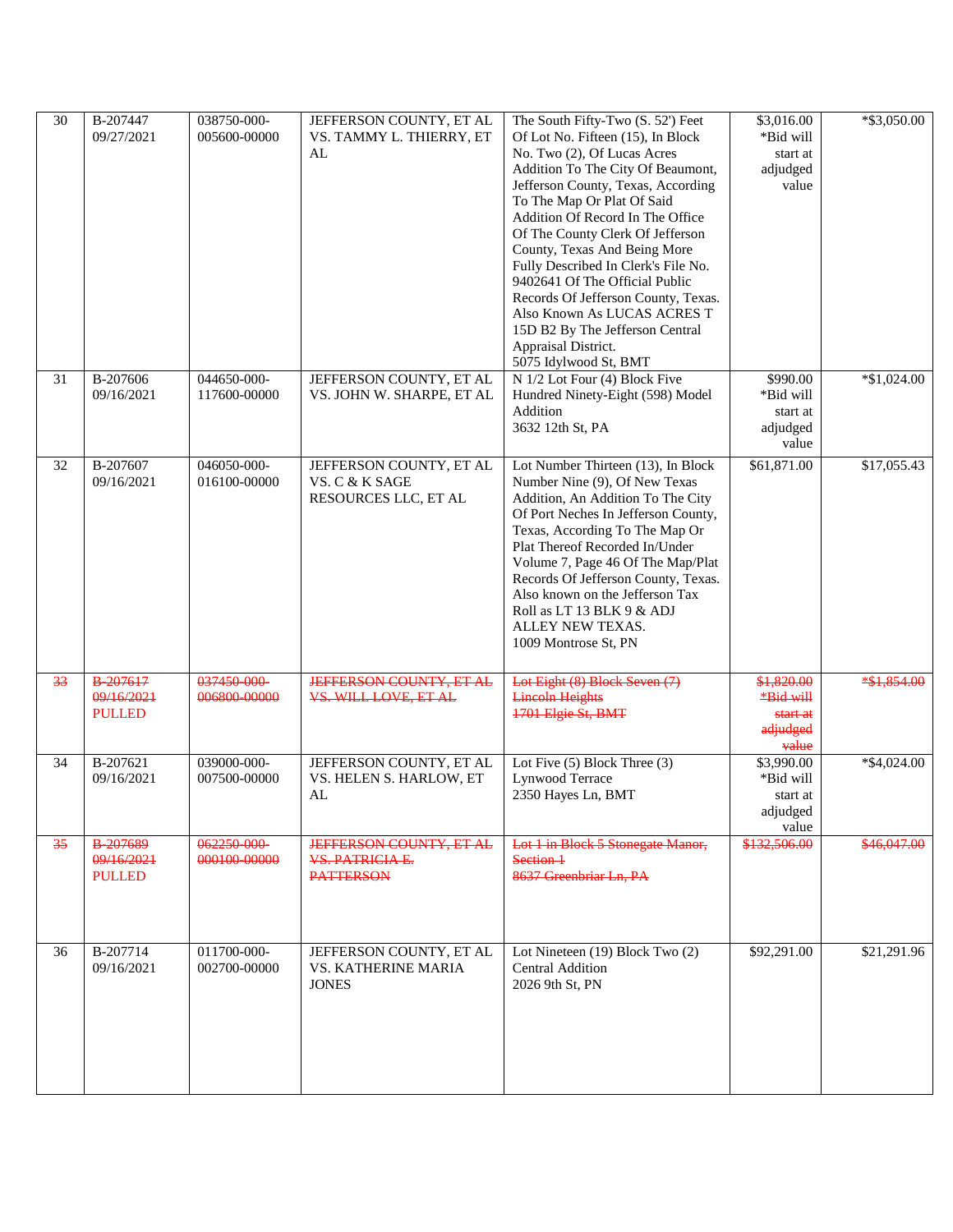| 30 | B-207447<br>09/27/2021 | 038750-000-005600-00000 | JEFFERSON COUNTY, ET AL VS. TAMMY L. THIERRY, ET AL | The South Fifty-Two (S. 52') Feet Of Lot No. Fifteen (15), In Block No. Two (2), Of Lucas Acres Addition To The City Of Beaumont, Jefferson County, Texas, According To The Map Or Plat Of Said Addition Of Record In The Office Of The County Clerk Of Jefferson County, Texas And Being More Fully Described In Clerk's File No. 9402641 Of The Official Public Records Of Jefferson County, Texas. Also Known As LUCAS ACRES T 15D B2 By The Jefferson Central Appraisal District.<br>5075 Idylwood St, BMT | $3,016.00<br>*Bid will start at adjudged value | *$3,050.00 |
|---|---|---|---|---|---|---|
| 31 | B-207606<br>09/16/2021 | 044650-000-117600-00000 | JEFFERSON COUNTY, ET AL VS. JOHN W. SHARPE, ET AL | N 1/2 Lot Four (4) Block Five Hundred Ninety-Eight (598) Model Addition<br>3632 12th St, PA | $990.00<br>*Bid will start at adjudged value | *$1,024.00 |
| 32 | B-207607<br>09/16/2021 | 046050-000-016100-00000 | JEFFERSON COUNTY, ET AL VS. C & K SAGE RESOURCES LLC, ET AL | Lot Number Thirteen (13), In Block Number Nine (9), Of New Texas Addition, An Addition To The City Of Port Neches In Jefferson County, Texas, According To The Map Or Plat Thereof Recorded In/Under Volume 7, Page 46 Of The Map/Plat Records Of Jefferson County, Texas. Also known on the Jefferson Tax Roll as LT 13 BLK 9 & ADJ ALLEY NEW TEXAS.<br>1009 Montrose St, PN | $61,871.00 | $17,055.43 |
| ~~33~~ | ~~B-207617~~<br>~~09/16/2021~~<br>PULLED | ~~037450-000-006800-00000~~ | ~~JEFFERSON COUNTY, ET AL VS. WILL LOVE, ET AL~~ | ~~Lot Eight (8) Block Seven (7) Lincoln Heights~~<br>~~1701 Elgie St, BMT~~ | ~~$1,820.00~~<br>~~*Bid will start at adjudged value~~ | ~~*$1,854.00~~ |
| 34 | B-207621<br>09/16/2021 | 039000-000-007500-00000 | JEFFERSON COUNTY, ET AL VS. HELEN S. HARLOW, ET AL | Lot Five (5) Block Three (3) Lynwood Terrace<br>2350 Hayes Ln, BMT | $3,990.00<br>*Bid will start at adjudged value | *$4,024.00 |
| ~~35~~ | ~~B-207689~~<br>~~09/16/2021~~<br>PULLED | ~~062250-000-000100-00000~~ | ~~JEFFERSON COUNTY, ET AL VS. PATRICIA E. PATTERSON~~ | ~~Lot 1 in Block 5 Stonegate Manor, Section 1~~<br>~~8637 Greenbriar Ln, PA~~ | ~~$132,506.00~~ | ~~$46,047.00~~ |
| 36 | B-207714<br>09/16/2021 | 011700-000-002700-00000 | JEFFERSON COUNTY, ET AL VS. KATHERINE MARIA JONES | Lot Nineteen (19) Block Two (2) Central Addition<br>2026 9th St, PN | $92,291.00 | $21,291.96 |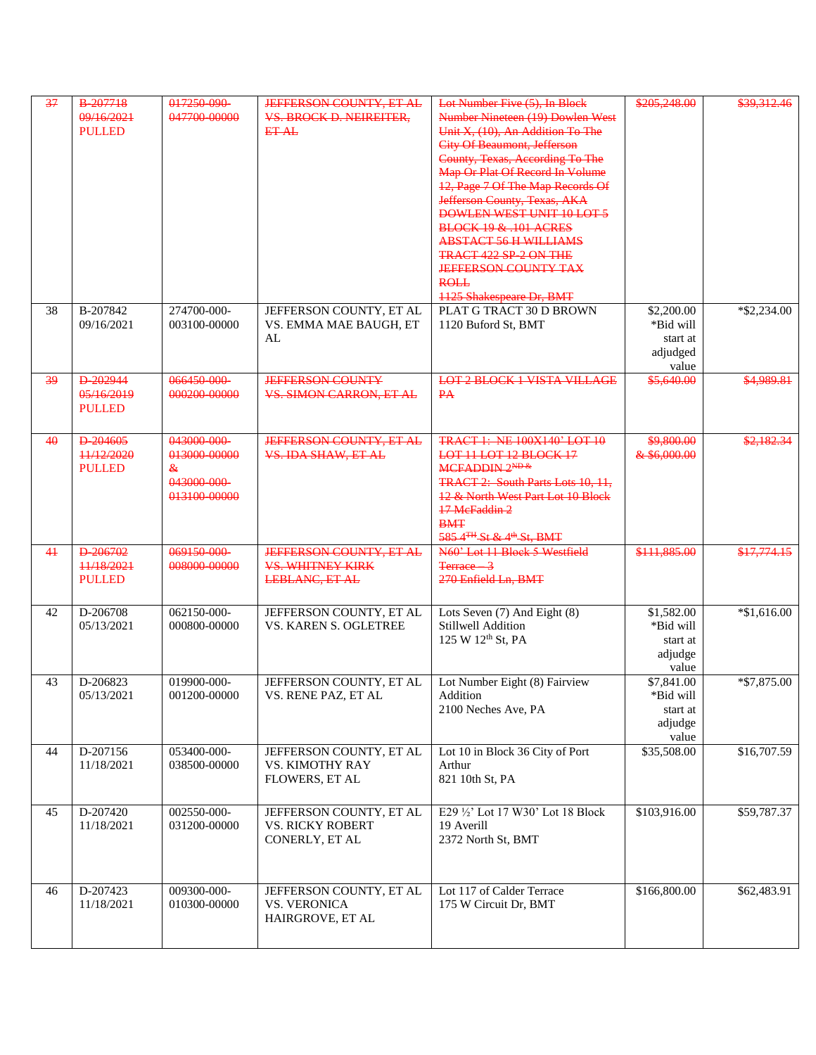| 37 | ~~B-207718 09/16/2021~~ PULLED | ~~017250-090-047700-00000~~ | ~~JEFFERSON COUNTY, ET AL VS. BROCK D. NEIREITER, ET AL~~ | ~~Lot Number Five (5), In Block Number Nineteen (19) Dowlen West Unit X, (10), An Addition To The City Of Beaumont, Jefferson County, Texas, According To The Map Or Plat Of Record In Volume 12, Page 7 Of The Map Records Of Jefferson County, Texas, AKA DOWLEN WEST UNIT 10 LOT 5 BLOCK 19 & .101 ACRES ABSTACT 56 H WILLIAMS TRACT 422 SP-2 ON THE JEFFERSON COUNTY TAX ROLL 1125 Shakespeare Dr, BMT~~ | ~~$205,248.00~~ | ~~$39,312.46~~ |
|---|---|---|---|---|---|---|
| 38 | B-207842 09/16/2021 | 274700-000-003100-00000 | JEFFERSON COUNTY, ET AL VS. EMMA MAE BAUGH, ET AL | PLAT G TRACT 30 D BROWN 1120 Buford St, BMT | $2,200.00 *Bid will start at adjudged value | *$2,234.00 |
| 39 | ~~D-202944 05/16/2019~~ PULLED | ~~066450-000-000200-00000~~ | ~~JEFFERSON COUNTY VS. SIMON CARRON, ET AL~~ | ~~LOT 2 BLOCK 1 VISTA VILLAGE PA~~ | ~~$5,640.00~~ | ~~$4,989.81~~ |
| 40 | ~~D-204605 11/12/2020~~ PULLED | ~~043000-000-013000-00000 & 043000-000-013100-00000~~ | ~~JEFFERSON COUNTY, ET AL VS. IDA SHAW, ET AL~~ | ~~TRACT 1: NE 100X140' LOT 10 LOT 11 LOT 12 BLOCK 17 MCFADDIN 2ND & TRACT 2: South Parts Lots 10, 11, 12 & North West Part Lot 10 Block 17 McFaddin 2 BMT 585 4TH St & 4th St, BMT~~ | ~~$9,800.00 & $6,000.00~~ | ~~$2,182.34~~ |
| 41 | ~~D-206702 11/18/2021~~ PULLED | ~~069150-000-008000-00000~~ | ~~JEFFERSON COUNTY, ET AL VS. WHITNEY KIRK LEBLANC, ET AL~~ | ~~N60' Lot 11 Block 5 Westfield Terrace – 3 270 Enfield Ln, BMT~~ | ~~$111,885.00~~ | ~~$17,774.15~~ |
| 42 | D-206708 05/13/2021 | 062150-000-000800-00000 | JEFFERSON COUNTY, ET AL VS. KAREN S. OGLETREE | Lots Seven (7) And Eight (8) Stillwell Addition 125 W 12th St, PA | $1,582.00 *Bid will start at adjudge value | *$1,616.00 |
| 43 | D-206823 05/13/2021 | 019900-000-001200-00000 | JEFFERSON COUNTY, ET AL VS. RENE PAZ, ET AL | Lot Number Eight (8) Fairview Addition 2100 Neches Ave, PA | $7,841.00 *Bid will start at adjudge value | *$7,875.00 |
| 44 | D-207156 11/18/2021 | 053400-000-038500-00000 | JEFFERSON COUNTY, ET AL VS. KIMOTHY RAY FLOWERS, ET AL | Lot 10 in Block 36 City of Port Arthur 821 10th St, PA | $35,508.00 | $16,707.59 |
| 45 | D-207420 11/18/2021 | 002550-000-031200-00000 | JEFFERSON COUNTY, ET AL VS. RICKY ROBERT CONERLY, ET AL | E29 ½' Lot 17 W30' Lot 18 Block 19 Averill 2372 North St, BMT | $103,916.00 | $59,787.37 |
| 46 | D-207423 11/18/2021 | 009300-000-010300-00000 | JEFFERSON COUNTY, ET AL VS. VERONICA HAIRGROVE, ET AL | Lot 117 of Calder Terrace 175 W Circuit Dr, BMT | $166,800.00 | $62,483.91 |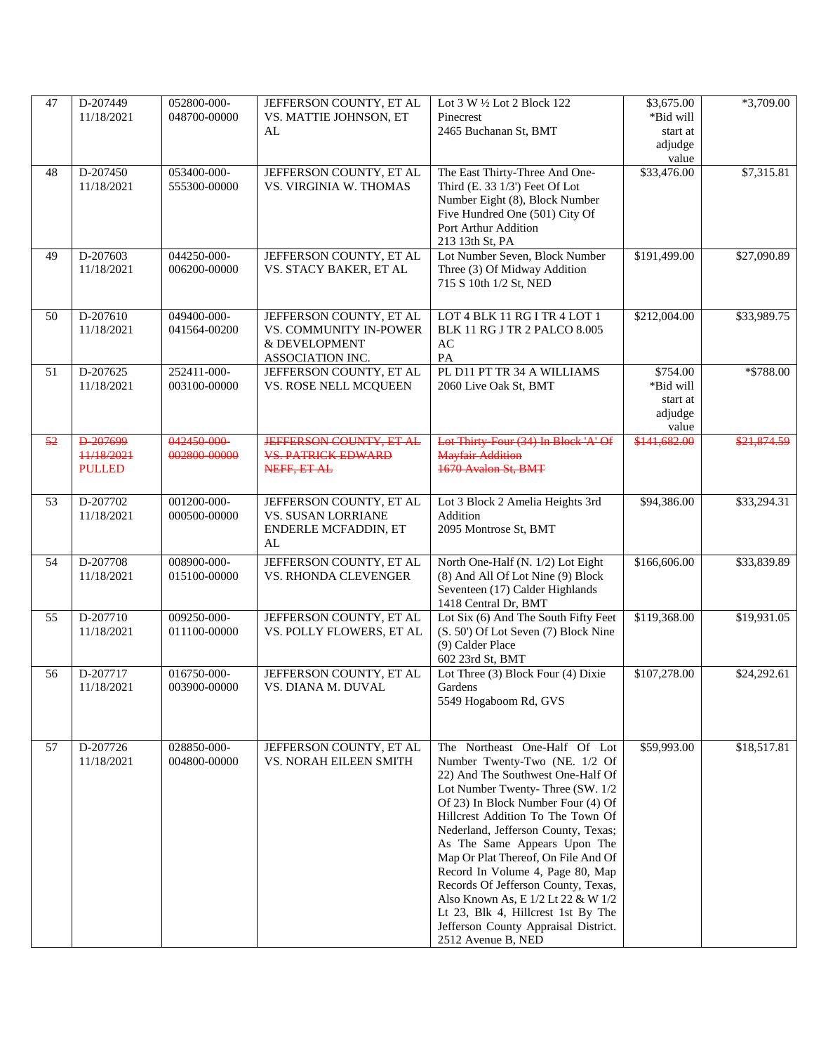| 47 | D-207449<br>11/18/2021 | 052800-000-048700-00000 | JEFFERSON COUNTY, ET AL VS. MATTIE JOHNSON, ET AL | Lot 3 W ½ Lot 2 Block 122 Pinecrest<br>2465 Buchanan St, BMT | $3,675.00<br>*Bid will start at adjudge value | *3,709.00 |
|---|---|---|---|---|---|---|
| 48 | D-207450<br>11/18/2021 | 053400-000-555300-00000 | JEFFERSON COUNTY, ET AL VS. VIRGINIA W. THOMAS | The East Thirty-Three And One-Third (E. 33 1/3') Feet Of Lot Number Eight (8), Block Number Five Hundred One (501) City Of Port Arthur Addition<br>213 13th St, PA | $33,476.00 | $7,315.81 |
| 49 | D-207603<br>11/18/2021 | 044250-000-006200-00000 | JEFFERSON COUNTY, ET AL VS. STACY BAKER, ET AL | Lot Number Seven, Block Number Three (3) Of Midway Addition<br>715 S 10th 1/2 St, NED | $191,499.00 | $27,090.89 |
| 50 | D-207610<br>11/18/2021 | 049400-000-041564-00200 | JEFFERSON COUNTY, ET AL VS. COMMUNITY IN-POWER & DEVELOPMENT ASSOCIATION INC. | LOT 4 BLK 11 RG I TR 4 LOT 1 BLK 11 RG J TR 2 PALCO 8.005 AC<br>PA | $212,004.00 | $33,989.75 |
| 51 | D-207625<br>11/18/2021 | 252411-000-003100-00000 | JEFFERSON COUNTY, ET AL VS. ROSE NELL MCQUEEN | PL D11 PT TR 34 A WILLIAMS<br>2060 Live Oak St, BMT | $754.00<br>*Bid will start at adjudge value | *$788.00 |
| ~~52~~ | ~~D-207699~~<br>~~11/18/2021~~<br>PULLED | ~~042450-000-002800-00000~~ | ~~JEFFERSON COUNTY, ET AL VS. PATRICK EDWARD NEFF, ET AL~~ | ~~Lot Thirty-Four (34) In Block 'A' Of Mayfair Addition~~<br>~~1670 Avalon St, BMT~~ | ~~$141,682.00~~ | ~~$21,874.59~~ |
| 53 | D-207702<br>11/18/2021 | 001200-000-000500-00000 | JEFFERSON COUNTY, ET AL VS. SUSAN LORRIANE ENDERLE MCFADDIN, ET AL | Lot 3 Block 2 Amelia Heights 3rd Addition<br>2095 Montrose St, BMT | $94,386.00 | $33,294.31 |
| 54 | D-207708<br>11/18/2021 | 008900-000-015100-00000 | JEFFERSON COUNTY, ET AL VS. RHONDA CLEVENGER | North One-Half (N. 1/2) Lot Eight (8) And All Of Lot Nine (9) Block Seventeen (17) Calder Highlands<br>1418 Central Dr, BMT | $166,606.00 | $33,839.89 |
| 55 | D-207710<br>11/18/2021 | 009250-000-011100-00000 | JEFFERSON COUNTY, ET AL VS. POLLY FLOWERS, ET AL | Lot Six (6) And The South Fifty Feet (S. 50') Of Lot Seven (7) Block Nine (9) Calder Place<br>602 23rd St, BMT | $119,368.00 | $19,931.05 |
| 56 | D-207717<br>11/18/2021 | 016750-000-003900-00000 | JEFFERSON COUNTY, ET AL VS. DIANA M. DUVAL | Lot Three (3) Block Four (4) Dixie Gardens<br>5549 Hogaboom Rd, GVS | $107,278.00 | $24,292.61 |
| 57 | D-207726<br>11/18/2021 | 028850-000-004800-00000 | JEFFERSON COUNTY, ET AL VS. NORAH EILEEN SMITH | The Northeast One-Half Of Lot Number Twenty-Two (NE. 1/2 Of 22) And The Southwest One-Half Of Lot Number Twenty- Three (SW. 1/2 Of 23) In Block Number Four (4) Of Hillcrest Addition To The Town Of Nederland, Jefferson County, Texas; As The Same Appears Upon The Map Or Plat Thereof, On File And Of Record In Volume 4, Page 80, Map Records Of Jefferson County, Texas, Also Known As, E 1/2 Lt 22 & W 1/2 Lt 23, Blk 4, Hillcrest 1st By The Jefferson County Appraisal District.<br>2512 Avenue B, NED | $59,993.00 | $18,517.81 |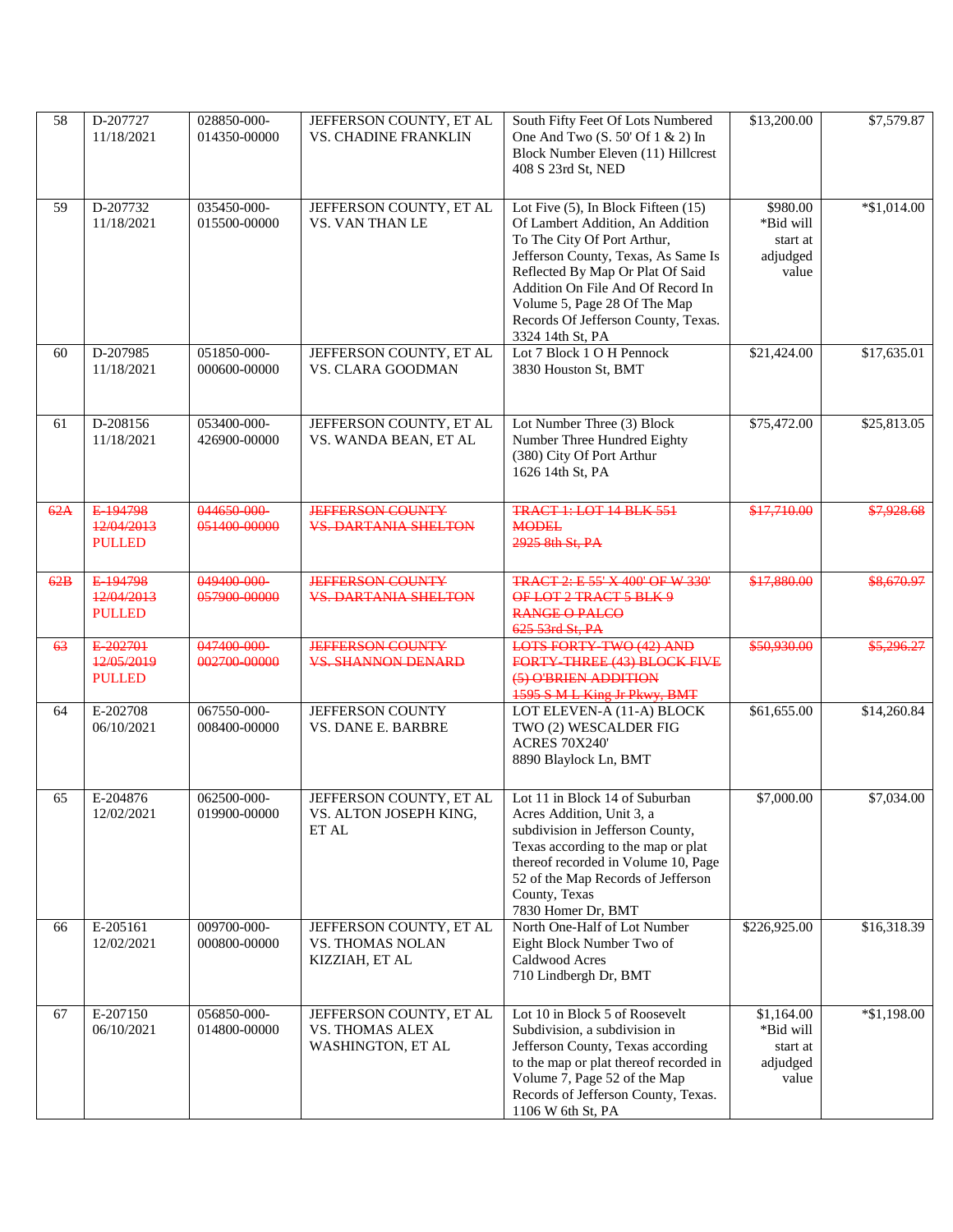| 58 | D-207727<br>11/18/2021 | 028850-000-014350-00000 | JEFFERSON COUNTY, ET AL VS. CHADINE FRANKLIN | South Fifty Feet Of Lots Numbered One And Two (S. 50' Of 1 & 2) In Block Number Eleven (11) Hillcrest<br>408 S 23rd St, NED | $13,200.00 | $7,579.87 |
|---|---|---|---|---|---|---|
| 59 | D-207732<br>11/18/2021 | 035450-000-015500-00000 | JEFFERSON COUNTY, ET AL VS. VAN THAN LE | Lot Five (5), In Block Fifteen (15) Of Lambert Addition, An Addition To The City Of Port Arthur, Jefferson County, Texas, As Same Is Reflected By Map Or Plat Of Said Addition On File And Of Record In Volume 5, Page 28 Of The Map Records Of Jefferson County, Texas.<br>3324 14th St, PA | $980.00<br>*Bid will start at adjudged value | *$1,014.00 |
| 60 | D-207985<br>11/18/2021 | 051850-000-000600-00000 | JEFFERSON COUNTY, ET AL VS. CLARA GOODMAN | Lot 7 Block 1 O H Pennock<br>3830 Houston St, BMT | $21,424.00 | $17,635.01 |
| 61 | D-208156<br>11/18/2021 | 053400-000-426900-00000 | JEFFERSON COUNTY, ET AL VS. WANDA BEAN, ET AL | Lot Number Three (3) Block Number Three Hundred Eighty (380) City Of Port Arthur<br>1626 14th St, PA | $75,472.00 | $25,813.05 |
| ~~62A~~ | ~~E-194798~~<br>~~12/04/2013~~<br>PULLED | ~~044650-000-051400-00000~~ | ~~JEFFERSON COUNTY VS. DARTANIA SHELTON~~ | ~~TRACT 1: LOT 14 BLK 551 MODEL~~<br>~~2925 8th St, PA~~ | ~~$17,710.00~~ | ~~$7,928.68~~ |
| ~~62B~~ | ~~E-194798~~<br>~~12/04/2013~~<br>PULLED | ~~049400-000-057900-00000~~ | ~~JEFFERSON COUNTY VS. DARTANIA SHELTON~~ | ~~TRACT 2: E 55' X 400' OF W 330' OF LOT 2 TRACT 5 BLK 9 RANGE O PALCO~~<br>~~625 53rd St, PA~~ | ~~$17,880.00~~ | ~~$8,670.97~~ |
| ~~63~~ | ~~E-202701~~<br>~~12/05/2019~~<br>PULLED | ~~047400-000-002700-00000~~ | ~~JEFFERSON COUNTY VS. SHANNON DENARD~~ | ~~LOTS FORTY-TWO (42) AND FORTY-THREE (43) BLOCK FIVE (5) O'BRIEN ADDITION~~<br>~~1595 S M L King Jr Pkwy, BMT~~ | ~~$50,930.00~~ | ~~$5,296.27~~ |
| 64 | E-202708<br>06/10/2021 | 067550-000-008400-00000 | JEFFERSON COUNTY VS. DANE E. BARBRE | LOT ELEVEN-A (11-A) BLOCK TWO (2) WESCALDER FIG ACRES 70X240'<br>8890 Blaylock Ln, BMT | $61,655.00 | $14,260.84 |
| 65 | E-204876<br>12/02/2021 | 062500-000-019900-00000 | JEFFERSON COUNTY, ET AL VS. ALTON JOSEPH KING, ET AL | Lot 11 in Block 14 of Suburban Acres Addition, Unit 3, a subdivision in Jefferson County, Texas according to the map or plat thereof recorded in Volume 10, Page 52 of the Map Records of Jefferson County, Texas<br>7830 Homer Dr, BMT | $7,000.00 | $7,034.00 |
| 66 | E-205161<br>12/02/2021 | 009700-000-000800-00000 | JEFFERSON COUNTY, ET AL VS. THOMAS NOLAN KIZZIAH, ET AL | North One-Half of Lot Number Eight Block Number Two of Caldwood Acres<br>710 Lindbergh Dr, BMT | $226,925.00 | $16,318.39 |
| 67 | E-207150<br>06/10/2021 | 056850-000-014800-00000 | JEFFERSON COUNTY, ET AL VS. THOMAS ALEX WASHINGTON, ET AL | Lot 10 in Block 5 of Roosevelt Subdivision, a subdivision in Jefferson County, Texas according to the map or plat thereof recorded in Volume 7, Page 52 of the Map Records of Jefferson County, Texas.<br>1106 W 6th St, PA | $1,164.00<br>*Bid will start at adjudged value | *$1,198.00 |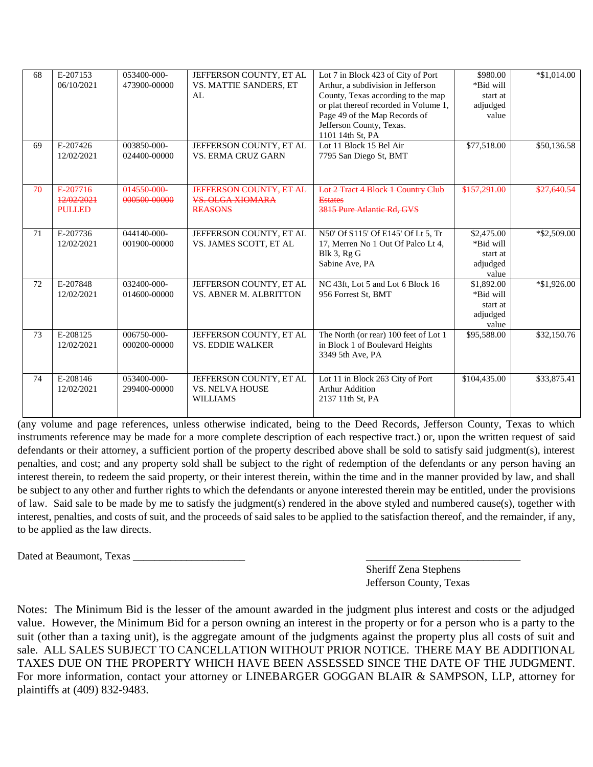| | | | | | | |
|---|---|---|---|---|---|---|
| 68 | E-207153 06/10/2021 | 053400-000-473900-00000 | JEFFERSON COUNTY, ET AL VS. MATTIE SANDERS, ET AL | Lot 7 in Block 423 of City of Port Arthur, a subdivision in Jefferson County, Texas according to the map or plat thereof recorded in Volume 1, Page 49 of the Map Records of Jefferson County, Texas. 1101 14th St, PA | $980.00 *Bid will start at adjudged value | *$1,014.00 |
| 69 | E-207426 12/02/2021 | 003850-000-024400-00000 | JEFFERSON COUNTY, ET AL VS. ERMA CRUZ GARN | Lot 11 Block 15 Bel Air 7795 San Diego St, BMT | $77,518.00 | $50,136.58 |
| ~~70~~ | ~~E-207716 12/02/2021~~ PULLED | ~~014550-000-000500-00000~~ | ~~JEFFERSON COUNTY, ET AL VS. OLGA XIOMARA REASONS~~ | ~~Lot 2 Tract 4 Block 1 Country Club Estates 3815 Pure Atlantic Rd, GVS~~ | ~~$157,291.00~~ | ~~$27,640.54~~ |
| 71 | E-207736 12/02/2021 | 044140-000-001900-00000 | JEFFERSON COUNTY, ET AL VS. JAMES SCOTT, ET AL | N50' Of S115' Of E145' Of Lt 5, Tr 17, Merren No 1 Out Of Palco Lt 4, Blk 3, Rg G Sabine Ave, PA | $2,475.00 *Bid will start at adjudged value | *$2,509.00 |
| 72 | E-207848 12/02/2021 | 032400-000-014600-00000 | JEFFERSON COUNTY, ET AL VS. ABNER M. ALBRITTON | NC 43ft, Lot 5 and Lot 6 Block 16 956 Forrest St, BMT | $1,892.00 *Bid will start at adjudged value | *$1,926.00 |
| 73 | E-208125 12/02/2021 | 006750-000-000200-00000 | JEFFERSON COUNTY, ET AL VS. EDDIE WALKER | The North (or rear) 100 feet of Lot 1 in Block 1 of Boulevard Heights 3349 5th Ave, PA | $95,588.00 | $32,150.76 |
| 74 | E-208146 12/02/2021 | 053400-000-299400-00000 | JEFFERSON COUNTY, ET AL VS. NELVA HOUSE WILLIAMS | Lot 11 in Block 263 City of Port Arthur Addition 2137 11th St, PA | $104,435.00 | $33,875.41 |

(any volume and page references, unless otherwise indicated, being to the Deed Records, Jefferson County, Texas to which instruments reference may be made for a more complete description of each respective tract.) or, upon the written request of said defendants or their attorney, a sufficient portion of the property described above shall be sold to satisfy said judgment(s), interest penalties, and cost; and any property sold shall be subject to the right of redemption of the defendants or any person having an interest therein, to redeem the said property, or their interest therein, within the time and in the manner provided by law, and shall be subject to any other and further rights to which the defendants or anyone interested therein may be entitled, under the provisions of law. Said sale to be made by me to satisfy the judgment(s) rendered in the above styled and numbered cause(s), together with interest, penalties, and costs of suit, and the proceeds of said sales to be applied to the satisfaction thereof, and the remainder, if any, to be applied as the law directs.

Dated at Beaumont, Texas ____________________

______________________________
Sheriff Zena Stephens
Jefferson County, Texas

Notes: The Minimum Bid is the lesser of the amount awarded in the judgment plus interest and costs or the adjudged value. However, the Minimum Bid for a person owning an interest in the property or for a person who is a party to the suit (other than a taxing unit), is the aggregate amount of the judgments against the property plus all costs of suit and sale. ALL SALES SUBJECT TO CANCELLATION WITHOUT PRIOR NOTICE. THERE MAY BE ADDITIONAL TAXES DUE ON THE PROPERTY WHICH HAVE BEEN ASSESSED SINCE THE DATE OF THE JUDGMENT. For more information, contact your attorney or LINEBARGER GOGGAN BLAIR & SAMPSON, LLP, attorney for plaintiffs at (409) 832-9483.